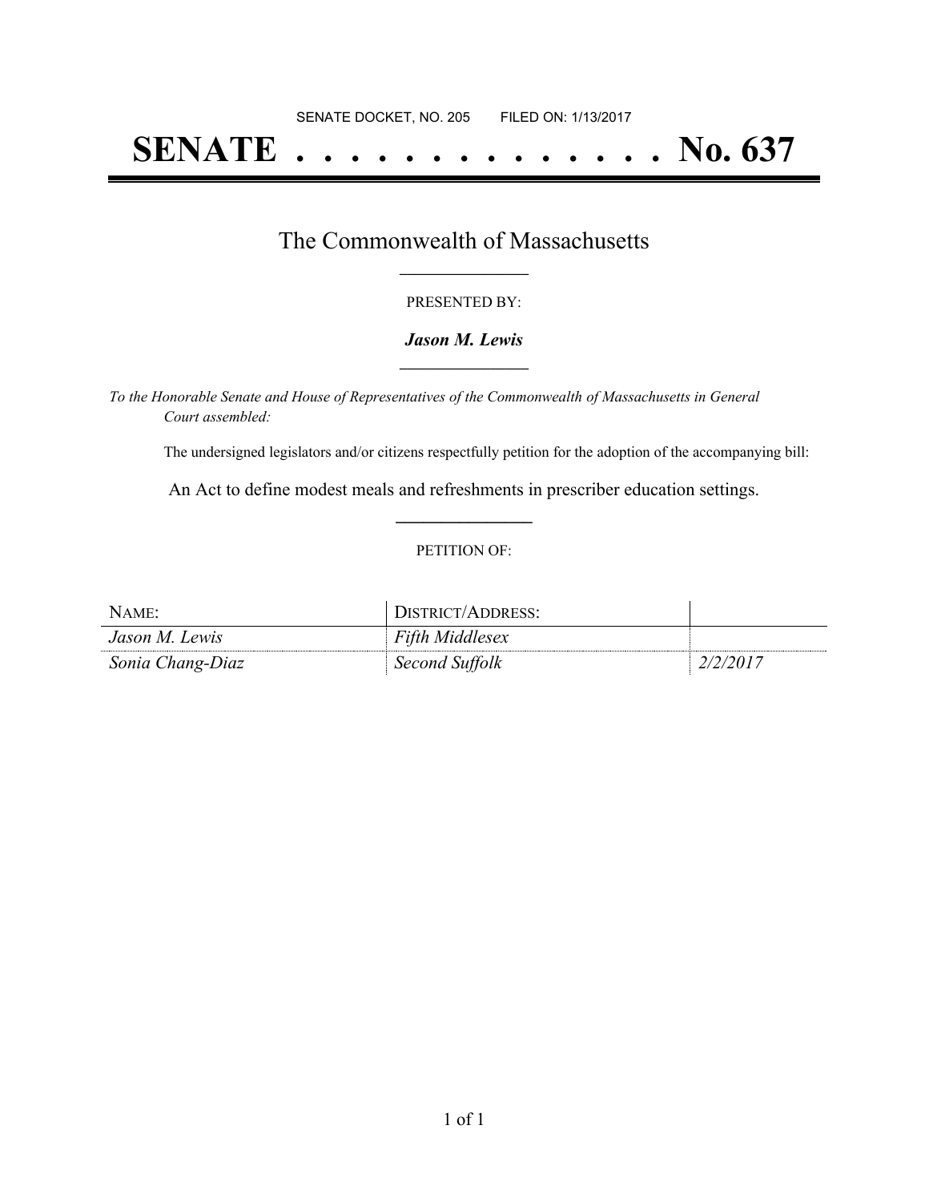SENATE DOCKET, NO. 205        FILED ON: 1/13/2017

# SENATE . . . . . . . . . . . . . . No. 637

## The Commonwealth of Massachusetts

PRESENTED BY:

***Jason M. Lewis***

*To the Honorable Senate and House of Representatives of the Commonwealth of Massachusetts in General Court assembled:*

The undersigned legislators and/or citizens respectfully petition for the adoption of the accompanying bill:

An Act to define modest meals and refreshments in prescriber education settings.

PETITION OF:

| NAME: | DISTRICT/ADDRESS: | |
|---|---|---|
| *Jason M. Lewis* | *Fifth Middlesex* | |
| *Sonia Chang-Diaz* | *Second Suffolk* | *2/2/2017* |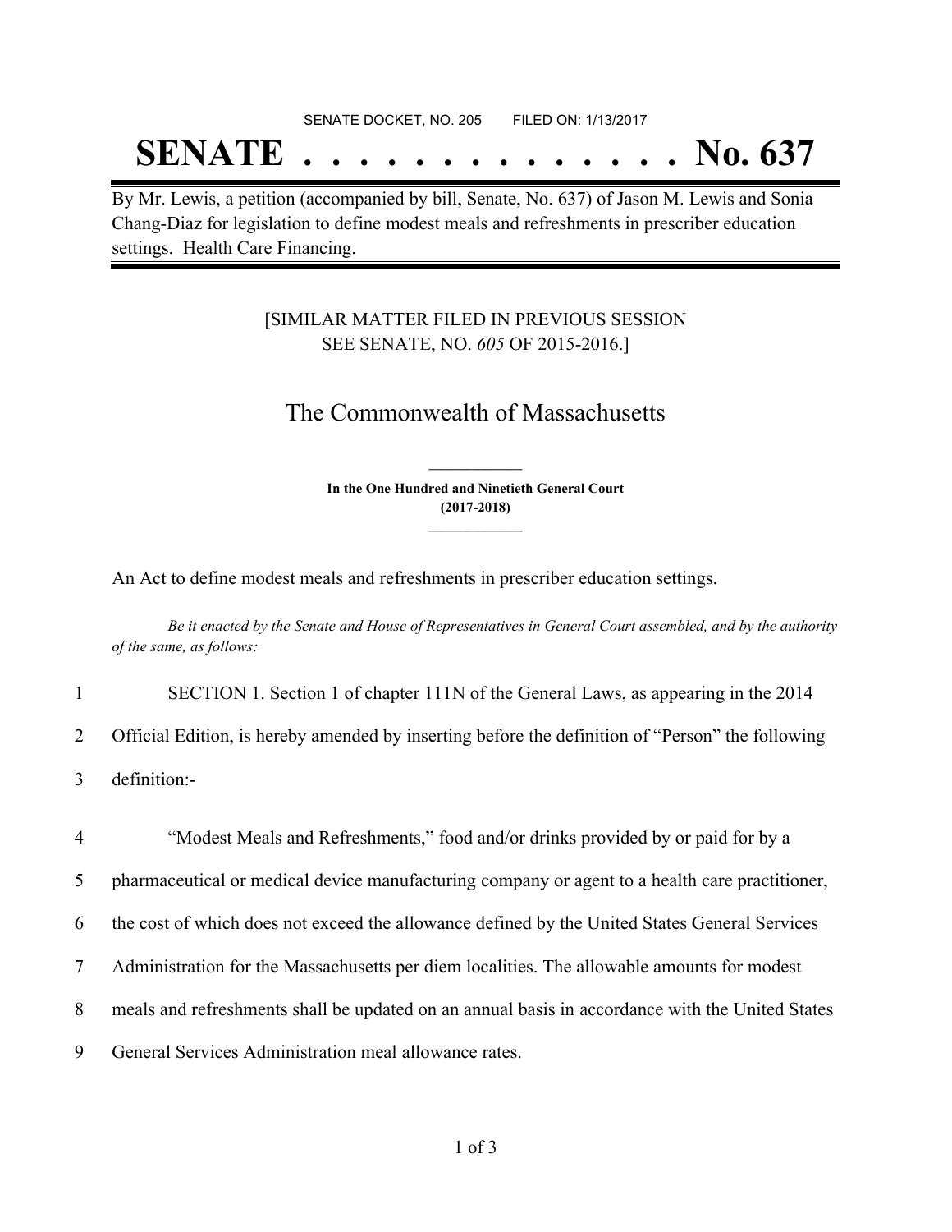SENATE DOCKET, NO. 205 FILED ON: 1/13/2017

# SENATE . . . . . . . . . . . . . . No. 637

By Mr. Lewis, a petition (accompanied by bill, Senate, No. 637) of Jason M. Lewis and Sonia Chang-Diaz for legislation to define modest meals and refreshments in prescriber education settings. Health Care Financing.

[SIMILAR MATTER FILED IN PREVIOUS SESSION
SEE SENATE, NO. *605* OF 2015-2016.]

## The Commonwealth of Massachusetts

**In the One Hundred and Ninetieth General Court**
**(2017-2018)**

An Act to define modest meals and refreshments in prescriber education settings.

*Be it enacted by the Senate and House of Representatives in General Court assembled, and by the authority of the same, as follows:*

1 SECTION 1. Section 1 of chapter 111N of the General Laws, as appearing in the 2014
2 Official Edition, is hereby amended by inserting before the definition of "Person" the following
3 definition:-

4 "Modest Meals and Refreshments," food and/or drinks provided by or paid for by a
5 pharmaceutical or medical device manufacturing company or agent to a health care practitioner,
6 the cost of which does not exceed the allowance defined by the United States General Services
7 Administration for the Massachusetts per diem localities. The allowable amounts for modest
8 meals and refreshments shall be updated on an annual basis in accordance with the United States
9 General Services Administration meal allowance rates.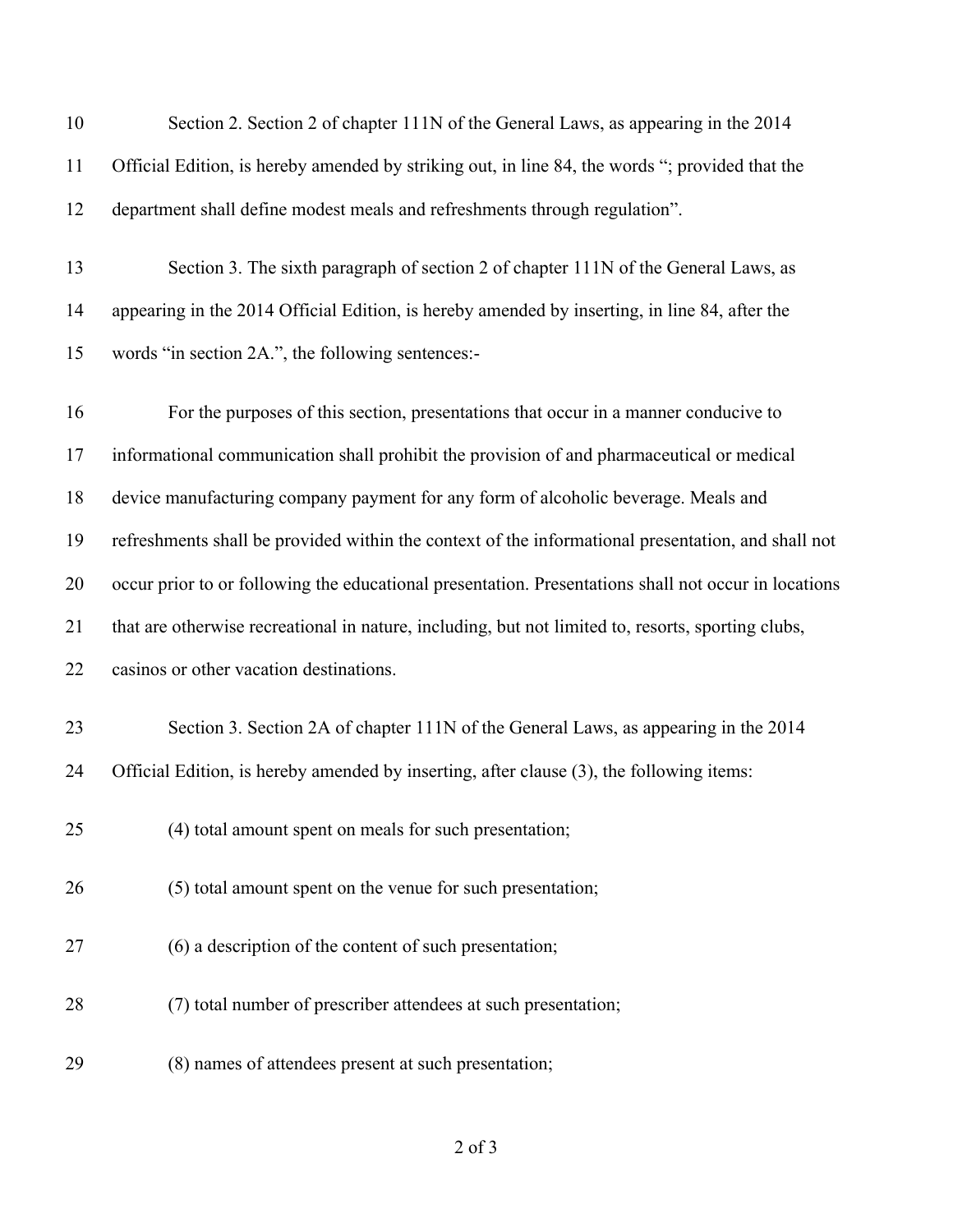Section 2. Section 2 of chapter 111N of the General Laws, as appearing in the 2014 Official Edition, is hereby amended by striking out, in line 84, the words "; provided that the department shall define modest meals and refreshments through regulation".

Section 3. The sixth paragraph of section 2 of chapter 111N of the General Laws, as appearing in the 2014 Official Edition, is hereby amended by inserting, in line 84, after the words "in section 2A.", the following sentences:-

For the purposes of this section, presentations that occur in a manner conducive to informational communication shall prohibit the provision of and pharmaceutical or medical device manufacturing company payment for any form of alcoholic beverage. Meals and refreshments shall be provided within the context of the informational presentation, and shall not occur prior to or following the educational presentation. Presentations shall not occur in locations that are otherwise recreational in nature, including, but not limited to, resorts, sporting clubs, casinos or other vacation destinations.

Section 3. Section 2A of chapter 111N of the General Laws, as appearing in the 2014 Official Edition, is hereby amended by inserting, after clause (3), the following items:

(4) total amount spent on meals for such presentation;

(5) total amount spent on the venue for such presentation;

(6) a description of the content of such presentation;

(7) total number of prescriber attendees at such presentation;

(8) names of attendees present at such presentation;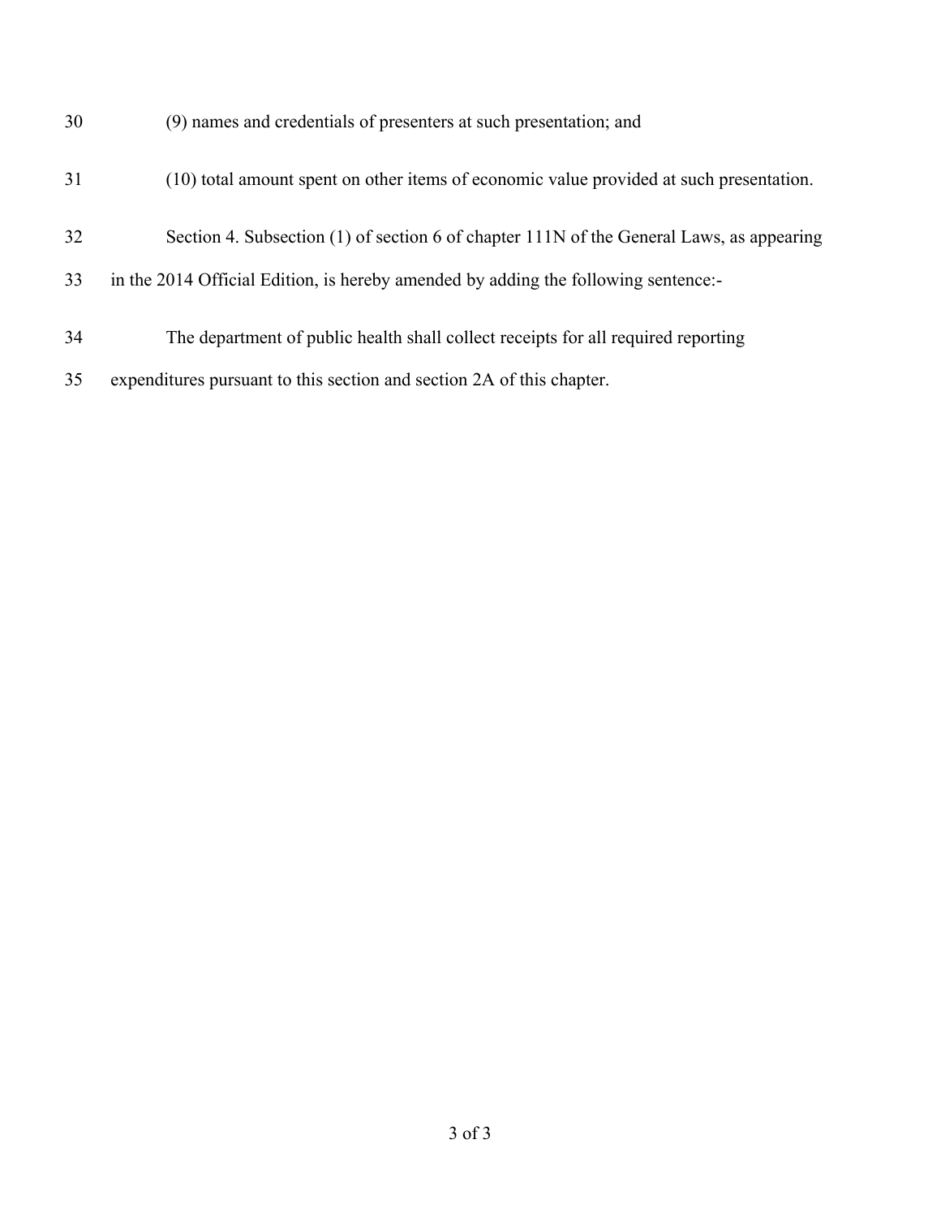(9) names and credentials of presenters at such presentation; and

(10) total amount spent on other items of economic value provided at such presentation.

Section 4. Subsection (1) of section 6 of chapter 111N of the General Laws, as appearing in the 2014 Official Edition, is hereby amended by adding the following sentence:-

The department of public health shall collect receipts for all required reporting expenditures pursuant to this section and section 2A of this chapter.